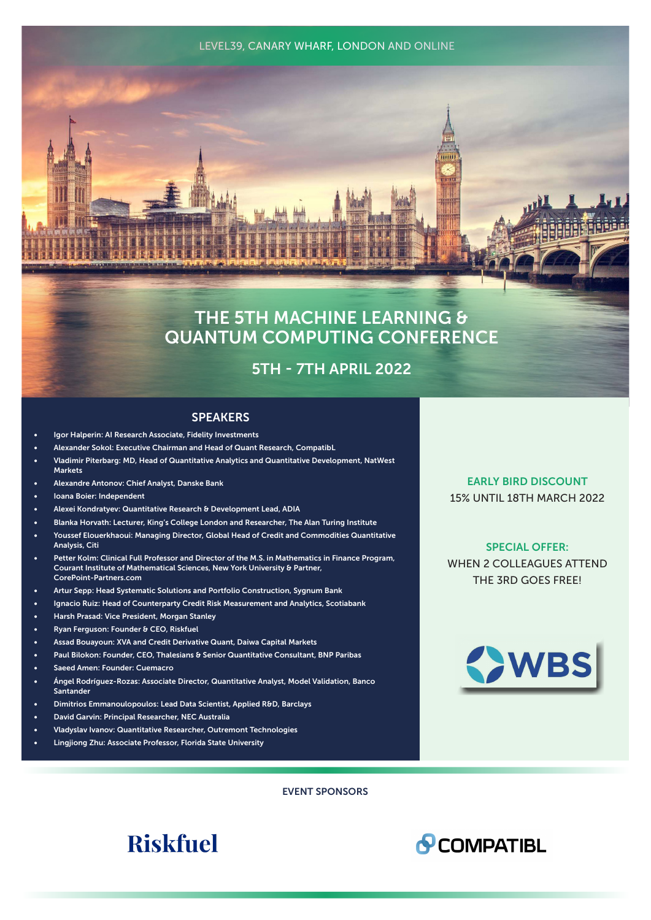LEVEL39, CANARY WHARF, LONDON AND ONLINE

# THE 5TH MACHINE LEARNING & QUANTUM COMPUTING CONFERENCE

## 5TH - 7TH APRIL 2022

### SPEAKERS

- Igor Halperin: AI Research Associate, Fidelity Investments
- Alexander Sokol: Executive Chairman and Head of Quant Research, CompatibL
- Vladimir Piterbarg: MD, Head of Quantitative Analytics and Quantitative Development, NatWest Markets
- Alexandre Antonov: Chief Analyst, Danske Bank
- Ioana Boier: Independent
- Alexei Kondratyev: Quantitative Research & Development Lead, ADIA
- Blanka Horvath: Lecturer, King's College London and Researcher, The Alan Turing Institute
- Youssef Elouerkhaoui: Managing Director, Global Head of Credit and Commodities Quantitative Analysis, Citi
- Petter Kolm: Clinical Full Professor and Director of the M.S. in Mathematics in Finance Program, Courant Institute of Mathematical Sciences, New York University & Partner, CorePoint-Partners.com
- Artur Sepp: Head Systematic Solutions and Portfolio Construction, Sygnum Bank
- Ignacio Ruiz: Head of Counterparty Credit Risk Measurement and Analytics, Scotiabank
- Harsh Prasad: Vice President, Morgan Stanley
- Ryan Ferguson: Founder & CEO, Riskfuel
- Assad Bouayoun: XVA and Credit Derivative Quant, Daiwa Capital Markets
- Paul Bilokon: Founder, CEO, Thalesians & Senior Quantitative Consultant, BNP Paribas
- Saeed Amen: Founder: Cuemacro
- Ángel Rodríguez-Rozas: Associate Director, Quantitative Analyst, Model Validation, Banco Santander
- Dimitrios Emmanoulopoulos: Lead Data Scientist, Applied R&D, Barclays
- David Garvin: Principal Researcher, NEC Australia
- Vladyslav Ivanov: Quantitative Researcher, Outremont Technologies
- Lingjiong Zhu: Associate Professor, Florida State University

**EARLY BIRD DISCOUNT**
15% UNTIL 18TH MARCH 2022

**SPECIAL OFFER:**
WHEN 2 COLLEAGUES ATTEND THE 3RD GOES FREE!

WBS

EVENT SPONSORS

Riskfuel

COMPATIBL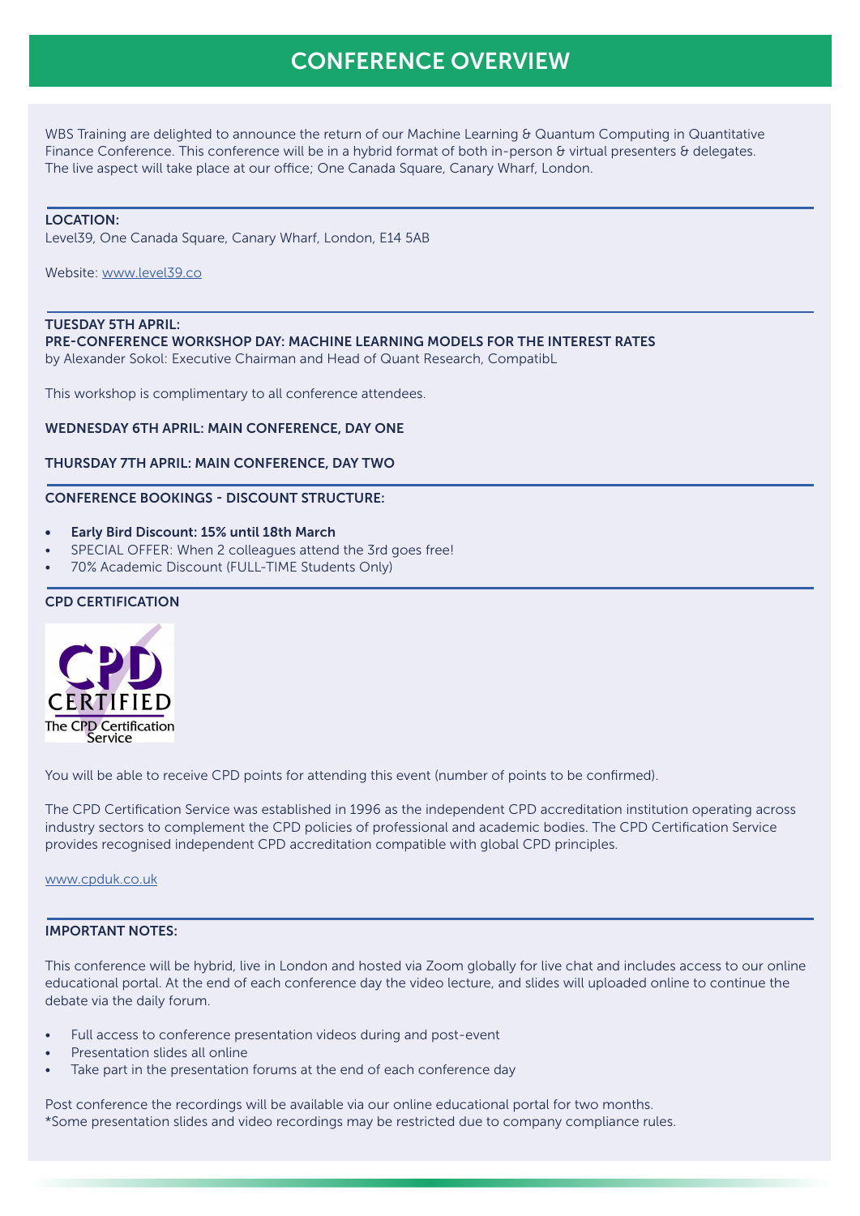# CONFERENCE OVERVIEW

WBS Training are delighted to announce the return of our Machine Learning & Quantum Computing in Quantitative Finance Conference. This conference will be in a hybrid format of both in-person & virtual presenters & delegates. The live aspect will take place at our office; One Canada Square, Canary Wharf, London.

**LOCATION:**
Level39, One Canada Square, Canary Wharf, London, E14 5AB

Website: www.level39.co

**TUESDAY 5TH APRIL:**
**PRE-CONFERENCE WORKSHOP DAY: MACHINE LEARNING MODELS FOR THE INTEREST RATES**
by Alexander Sokol: Executive Chairman and Head of Quant Research, CompatibL

This workshop is complimentary to all conference attendees.

**WEDNESDAY 6TH APRIL: MAIN CONFERENCE, DAY ONE**

**THURSDAY 7TH APRIL: MAIN CONFERENCE, DAY TWO**

**CONFERENCE BOOKINGS - DISCOUNT STRUCTURE:**

- **Early Bird Discount: 15% until 18th March**
- SPECIAL OFFER: When 2 colleagues attend the 3rd goes free!
- 70% Academic Discount (FULL-TIME Students Only)

**CPD CERTIFICATION**

CPD CERTIFIED
The CPD Certification Service

You will be able to receive CPD points for attending this event (number of points to be confirmed).

The CPD Certification Service was established in 1996 as the independent CPD accreditation institution operating across industry sectors to complement the CPD policies of professional and academic bodies. The CPD Certification Service provides recognised independent CPD accreditation compatible with global CPD principles.

www.cpduk.co.uk

**IMPORTANT NOTES:**

This conference will be hybrid, live in London and hosted via Zoom globally for live chat and includes access to our online educational portal. At the end of each conference day the video lecture, and slides will uploaded online to continue the debate via the daily forum.

- Full access to conference presentation videos during and post-event
- Presentation slides all online
- Take part in the presentation forums at the end of each conference day

Post conference the recordings will be available via our online educational portal for two months.
*Some presentation slides and video recordings may be restricted due to company compliance rules.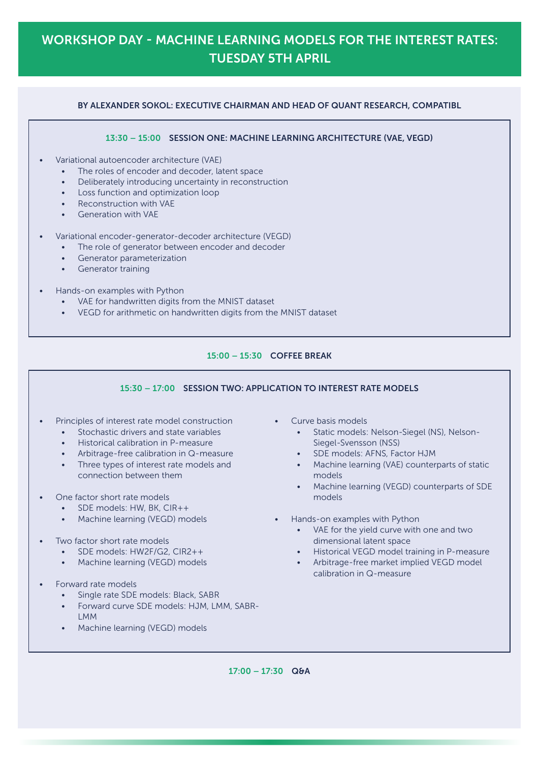# WORKSHOP DAY - MACHINE LEARNING MODELS FOR THE INTEREST RATES: TUESDAY 5TH APRIL

**BY ALEXANDER SOKOL: EXECUTIVE CHAIRMAN AND HEAD OF QUANT RESEARCH, COMPATIBL**

## 13:30 – 15:00 SESSION ONE: MACHINE LEARNING ARCHITECTURE (VAE, VEGD)

- Variational autoencoder architecture (VAE)
  - The roles of encoder and decoder, latent space
  - Deliberately introducing uncertainty in reconstruction
  - Loss function and optimization loop
  - Reconstruction with VAE
  - Generation with VAE
- Variational encoder-generator-decoder architecture (VEGD)
  - The role of generator between encoder and decoder
  - Generator parameterization
  - Generator training
- Hands-on examples with Python
  - VAE for handwritten digits from the MNIST dataset
  - VEGD for arithmetic on handwritten digits from the MNIST dataset

## 15:00 – 15:30 COFFEE BREAK

## 15:30 – 17:00 SESSION TWO: APPLICATION TO INTEREST RATE MODELS

- Principles of interest rate model construction
  - Stochastic drivers and state variables
  - Historical calibration in P-measure
  - Arbitrage-free calibration in Q-measure
  - Three types of interest rate models and connection between them
- One factor short rate models
  - SDE models: HW, BK, CIR++
  - Machine learning (VEGD) models
- Two factor short rate models
  - SDE models: HW2F/G2, CIR2++
  - Machine learning (VEGD) models
- Forward rate models
  - Single rate SDE models: Black, SABR
  - Forward curve SDE models: HJM, LMM, SABR-LMM
  - Machine learning (VEGD) models
- Curve basis models
  - Static models: Nelson-Siegel (NS), Nelson-Siegel-Svensson (NSS)
  - SDE models: AFNS, Factor HJM
  - Machine learning (VAE) counterparts of static models
  - Machine learning (VEGD) counterparts of SDE models
- Hands-on examples with Python
  - VAE for the yield curve with one and two dimensional latent space
  - Historical VEGD model training in P-measure
  - Arbitrage-free market implied VEGD model calibration in Q-measure

## 17:00 – 17:30 Q&A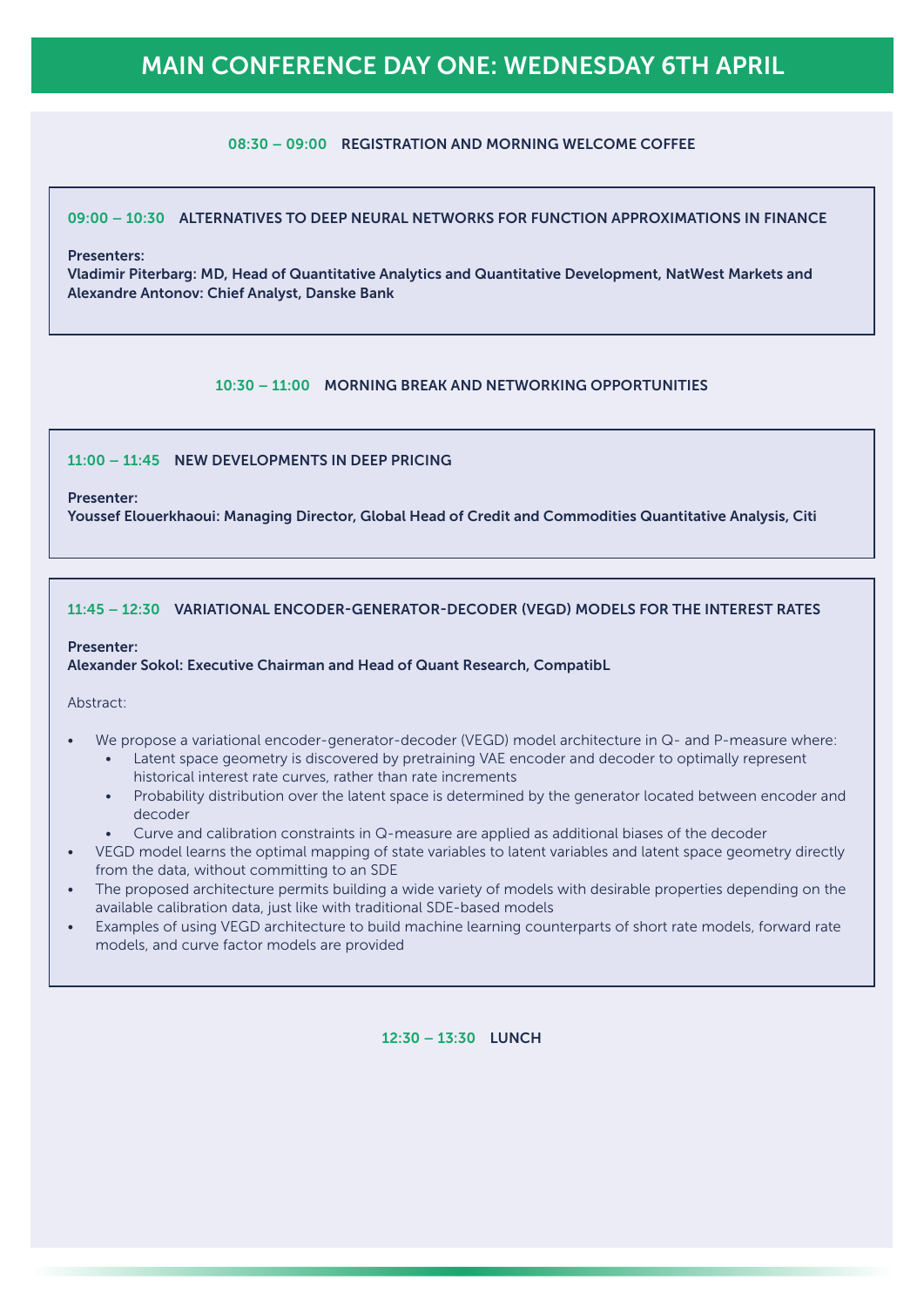# MAIN CONFERENCE DAY ONE: WEDNESDAY 6TH APRIL

**08:30 – 09:00 REGISTRATION AND MORNING WELCOME COFFEE**

### 09:00 – 10:30 ALTERNATIVES TO DEEP NEURAL NETWORKS FOR FUNCTION APPROXIMATIONS IN FINANCE

**Presenters:**
**Vladimir Piterbarg: MD, Head of Quantitative Analytics and Quantitative Development, NatWest Markets and Alexandre Antonov: Chief Analyst, Danske Bank**

**10:30 – 11:00 MORNING BREAK AND NETWORKING OPPORTUNITIES**

### 11:00 – 11:45 NEW DEVELOPMENTS IN DEEP PRICING

**Presenter:**
**Youssef Elouerkhaoui: Managing Director, Global Head of Credit and Commodities Quantitative Analysis, Citi**

### 11:45 – 12:30 VARIATIONAL ENCODER-GENERATOR-DECODER (VEGD) MODELS FOR THE INTEREST RATES

**Presenter:**
**Alexander Sokol: Executive Chairman and Head of Quant Research, CompatibL**

Abstract:

- We propose a variational encoder-generator-decoder (VEGD) model architecture in Q- and P-measure where:
  - Latent space geometry is discovered by pretraining VAE encoder and decoder to optimally represent historical interest rate curves, rather than rate increments
  - Probability distribution over the latent space is determined by the generator located between encoder and decoder
  - Curve and calibration constraints in Q-measure are applied as additional biases of the decoder
- VEGD model learns the optimal mapping of state variables to latent variables and latent space geometry directly from the data, without committing to an SDE
- The proposed architecture permits building a wide variety of models with desirable properties depending on the available calibration data, just like with traditional SDE-based models
- Examples of using VEGD architecture to build machine learning counterparts of short rate models, forward rate models, and curve factor models are provided

**12:30 – 13:30 LUNCH**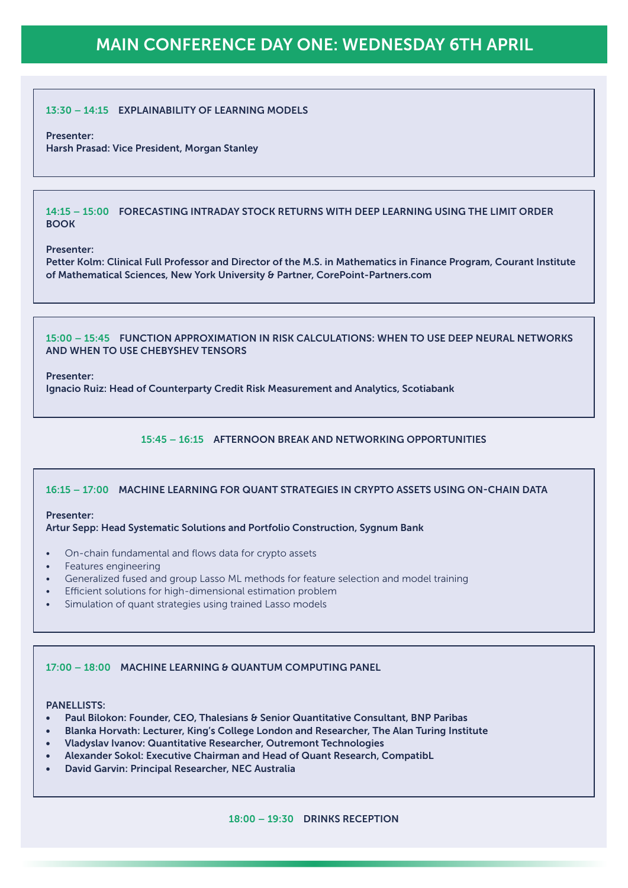# MAIN CONFERENCE DAY ONE: WEDNESDAY 6TH APRIL

### 13:30 – 14:15 EXPLAINABILITY OF LEARNING MODELS

**Presenter:**
**Harsh Prasad: Vice President, Morgan Stanley**

### 14:15 – 15:00 FORECASTING INTRADAY STOCK RETURNS WITH DEEP LEARNING USING THE LIMIT ORDER BOOK

**Presenter:**
**Petter Kolm: Clinical Full Professor and Director of the M.S. in Mathematics in Finance Program, Courant Institute of Mathematical Sciences, New York University & Partner, CorePoint-Partners.com**

### 15:00 – 15:45 FUNCTION APPROXIMATION IN RISK CALCULATIONS: WHEN TO USE DEEP NEURAL NETWORKS AND WHEN TO USE CHEBYSHEV TENSORS

**Presenter:**
**Ignacio Ruiz: Head of Counterparty Credit Risk Measurement and Analytics, Scotiabank**

### 15:45 – 16:15 AFTERNOON BREAK AND NETWORKING OPPORTUNITIES

### 16:15 – 17:00 MACHINE LEARNING FOR QUANT STRATEGIES IN CRYPTO ASSETS USING ON-CHAIN DATA

**Presenter:**
**Artur Sepp: Head Systematic Solutions and Portfolio Construction, Sygnum Bank**

- On-chain fundamental and flows data for crypto assets
- Features engineering
- Generalized fused and group Lasso ML methods for feature selection and model training
- Efficient solutions for high-dimensional estimation problem
- Simulation of quant strategies using trained Lasso models

### 17:00 – 18:00 MACHINE LEARNING & QUANTUM COMPUTING PANEL

**PANELLISTS:**
- **Paul Bilokon: Founder, CEO, Thalesians & Senior Quantitative Consultant, BNP Paribas**
- **Blanka Horvath: Lecturer, King's College London and Researcher, The Alan Turing Institute**
- **Vladyslav Ivanov: Quantitative Researcher, Outremont Technologies**
- **Alexander Sokol: Executive Chairman and Head of Quant Research, CompatibL**
- **David Garvin: Principal Researcher, NEC Australia**

### 18:00 – 19:30 DRINKS RECEPTION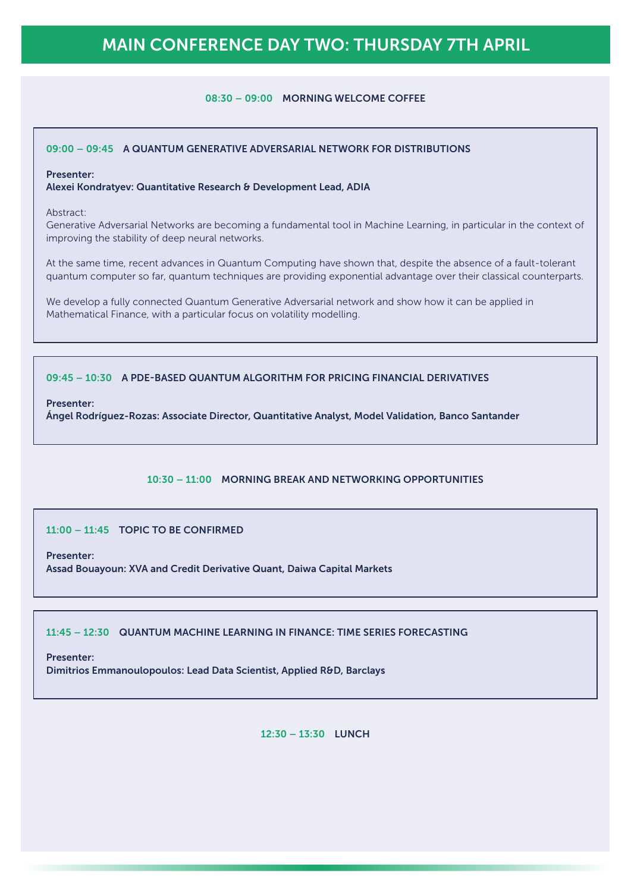# MAIN CONFERENCE DAY TWO: THURSDAY 7TH APRIL

**08:30 – 09:00 MORNING WELCOME COFFEE**

### 09:00 – 09:45 A QUANTUM GENERATIVE ADVERSARIAL NETWORK FOR DISTRIBUTIONS

**Presenter:**
**Alexei Kondratyev: Quantitative Research & Development Lead, ADIA**

Abstract:
Generative Adversarial Networks are becoming a fundamental tool in Machine Learning, in particular in the context of improving the stability of deep neural networks.

At the same time, recent advances in Quantum Computing have shown that, despite the absence of a fault-tolerant quantum computer so far, quantum techniques are providing exponential advantage over their classical counterparts.

We develop a fully connected Quantum Generative Adversarial network and show how it can be applied in Mathematical Finance, with a particular focus on volatility modelling.

### 09:45 – 10:30 A PDE-BASED QUANTUM ALGORITHM FOR PRICING FINANCIAL DERIVATIVES

**Presenter:**
**Ángel Rodríguez-Rozas: Associate Director, Quantitative Analyst, Model Validation, Banco Santander**

**10:30 – 11:00 MORNING BREAK AND NETWORKING OPPORTUNITIES**

### 11:00 – 11:45 TOPIC TO BE CONFIRMED

**Presenter:**
**Assad Bouayoun: XVA and Credit Derivative Quant, Daiwa Capital Markets**

### 11:45 – 12:30 QUANTUM MACHINE LEARNING IN FINANCE: TIME SERIES FORECASTING

**Presenter:**
**Dimitrios Emmanoulopoulos: Lead Data Scientist, Applied R&D, Barclays**

**12:30 – 13:30 LUNCH**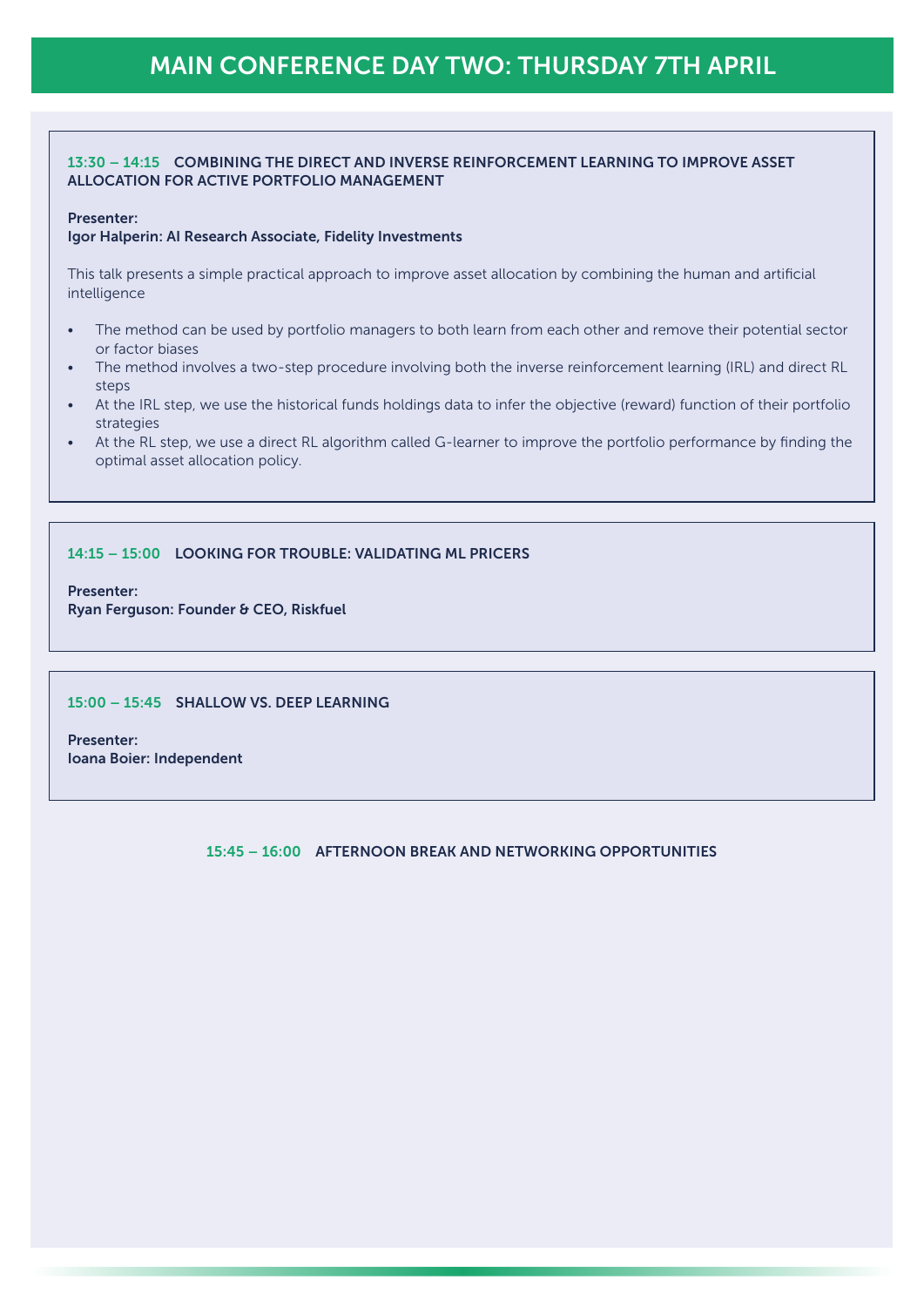# MAIN CONFERENCE DAY TWO: THURSDAY 7TH APRIL

### 13:30 – 14:15 COMBINING THE DIRECT AND INVERSE REINFORCEMENT LEARNING TO IMPROVE ASSET ALLOCATION FOR ACTIVE PORTFOLIO MANAGEMENT

**Presenter:**
**Igor Halperin: AI Research Associate, Fidelity Investments**

This talk presents a simple practical approach to improve asset allocation by combining the human and artificial intelligence

- The method can be used by portfolio managers to both learn from each other and remove their potential sector or factor biases
- The method involves a two-step procedure involving both the inverse reinforcement learning (IRL) and direct RL steps
- At the IRL step, we use the historical funds holdings data to infer the objective (reward) function of their portfolio strategies
- At the RL step, we use a direct RL algorithm called G-learner to improve the portfolio performance by finding the optimal asset allocation policy.

### 14:15 – 15:00 LOOKING FOR TROUBLE: VALIDATING ML PRICERS

**Presenter:**
**Ryan Ferguson: Founder & CEO, Riskfuel**

### 15:00 – 15:45 SHALLOW VS. DEEP LEARNING

**Presenter:**
**Ioana Boier: Independent**

### 15:45 – 16:00 AFTERNOON BREAK AND NETWORKING OPPORTUNITIES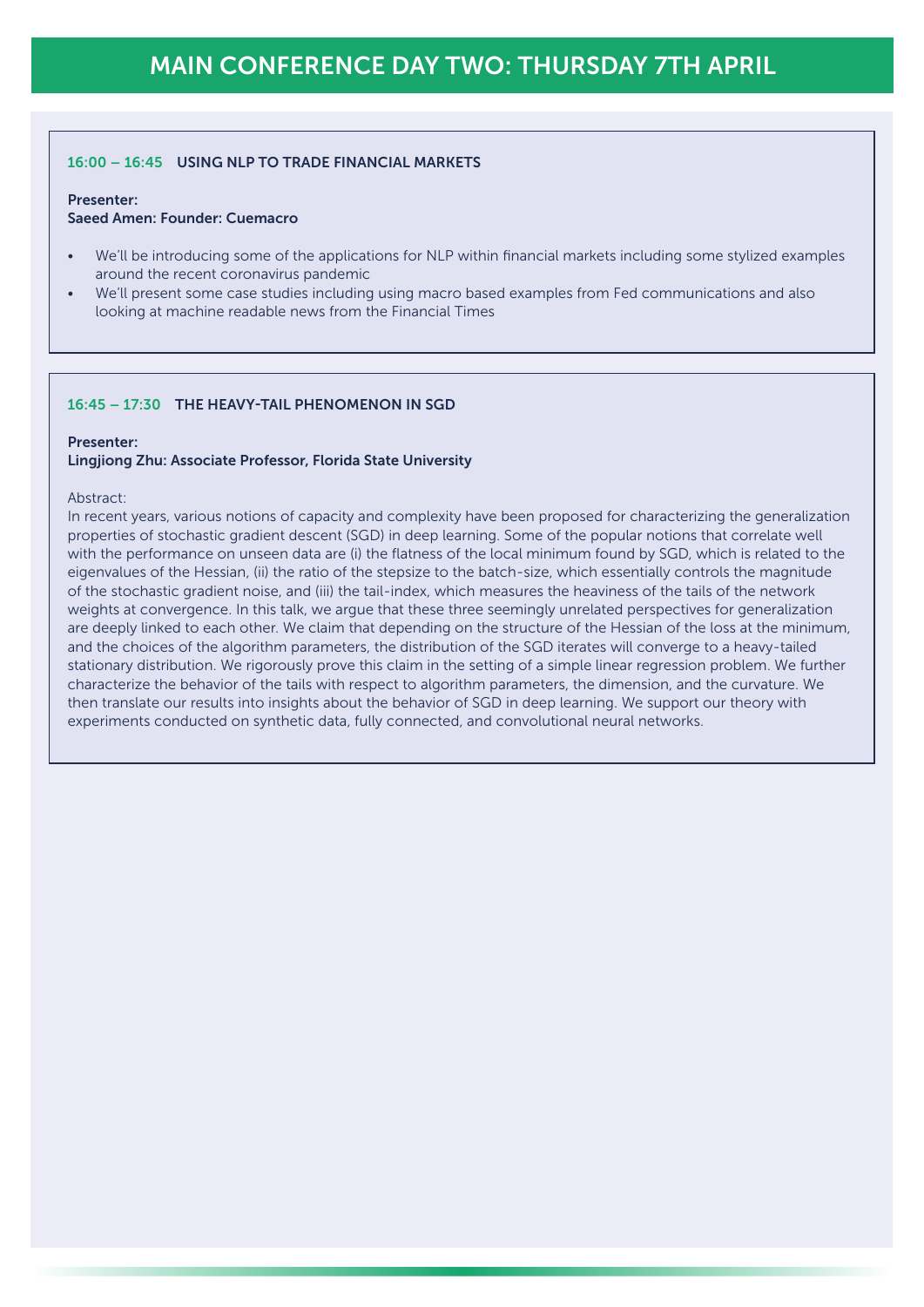# MAIN CONFERENCE DAY TWO: THURSDAY 7TH APRIL

### 16:00 – 16:45 USING NLP TO TRADE FINANCIAL MARKETS

**Presenter:**
**Saeed Amen: Founder: Cuemacro**

- We'll be introducing some of the applications for NLP within financial markets including some stylized examples around the recent coronavirus pandemic
- We'll present some case studies including using macro based examples from Fed communications and also looking at machine readable news from the Financial Times

### 16:45 – 17:30 THE HEAVY-TAIL PHENOMENON IN SGD

**Presenter:**
**Lingjiong Zhu: Associate Professor, Florida State University**

Abstract:
In recent years, various notions of capacity and complexity have been proposed for characterizing the generalization properties of stochastic gradient descent (SGD) in deep learning. Some of the popular notions that correlate well with the performance on unseen data are (i) the flatness of the local minimum found by SGD, which is related to the eigenvalues of the Hessian, (ii) the ratio of the stepsize to the batch-size, which essentially controls the magnitude of the stochastic gradient noise, and (iii) the tail-index, which measures the heaviness of the tails of the network weights at convergence. In this talk, we argue that these three seemingly unrelated perspectives for generalization are deeply linked to each other. We claim that depending on the structure of the Hessian of the loss at the minimum, and the choices of the algorithm parameters, the distribution of the SGD iterates will converge to a heavy-tailed stationary distribution. We rigorously prove this claim in the setting of a simple linear regression problem. We further characterize the behavior of the tails with respect to algorithm parameters, the dimension, and the curvature. We then translate our results into insights about the behavior of SGD in deep learning. We support our theory with experiments conducted on synthetic data, fully connected, and convolutional neural networks.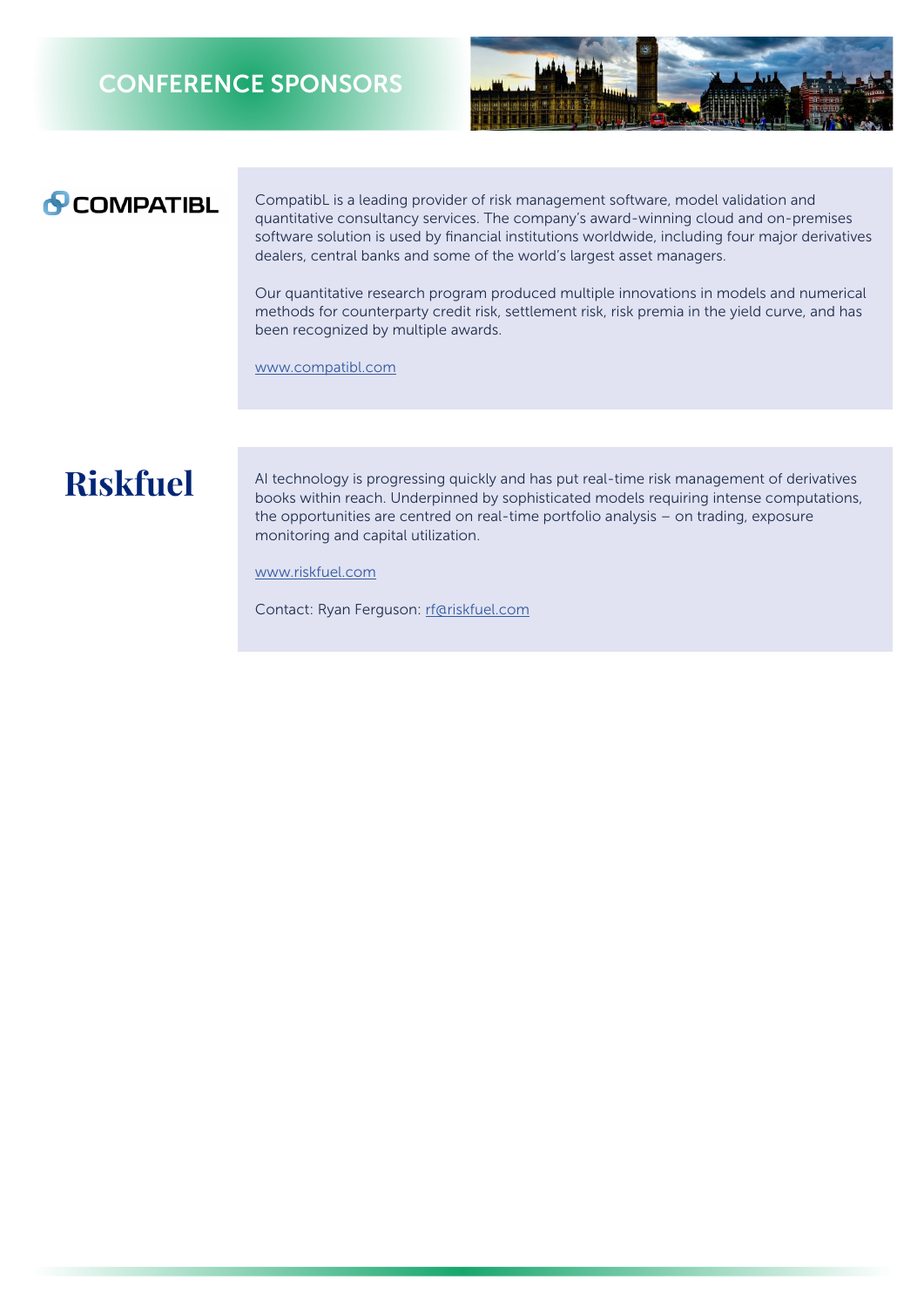# CONFERENCE SPONSORS

## COMPATIBL

CompatibL is a leading provider of risk management software, model validation and quantitative consultancy services. The company's award-winning cloud and on-premises software solution is used by financial institutions worldwide, including four major derivatives dealers, central banks and some of the world's largest asset managers.

Our quantitative research program produced multiple innovations in models and numerical methods for counterparty credit risk, settlement risk, risk premia in the yield curve, and has been recognized by multiple awards.

www.compatibl.com

## Riskfuel

AI technology is progressing quickly and has put real-time risk management of derivatives books within reach. Underpinned by sophisticated models requiring intense computations, the opportunities are centred on real-time portfolio analysis – on trading, exposure monitoring and capital utilization.

www.riskfuel.com

Contact: Ryan Ferguson: rf@riskfuel.com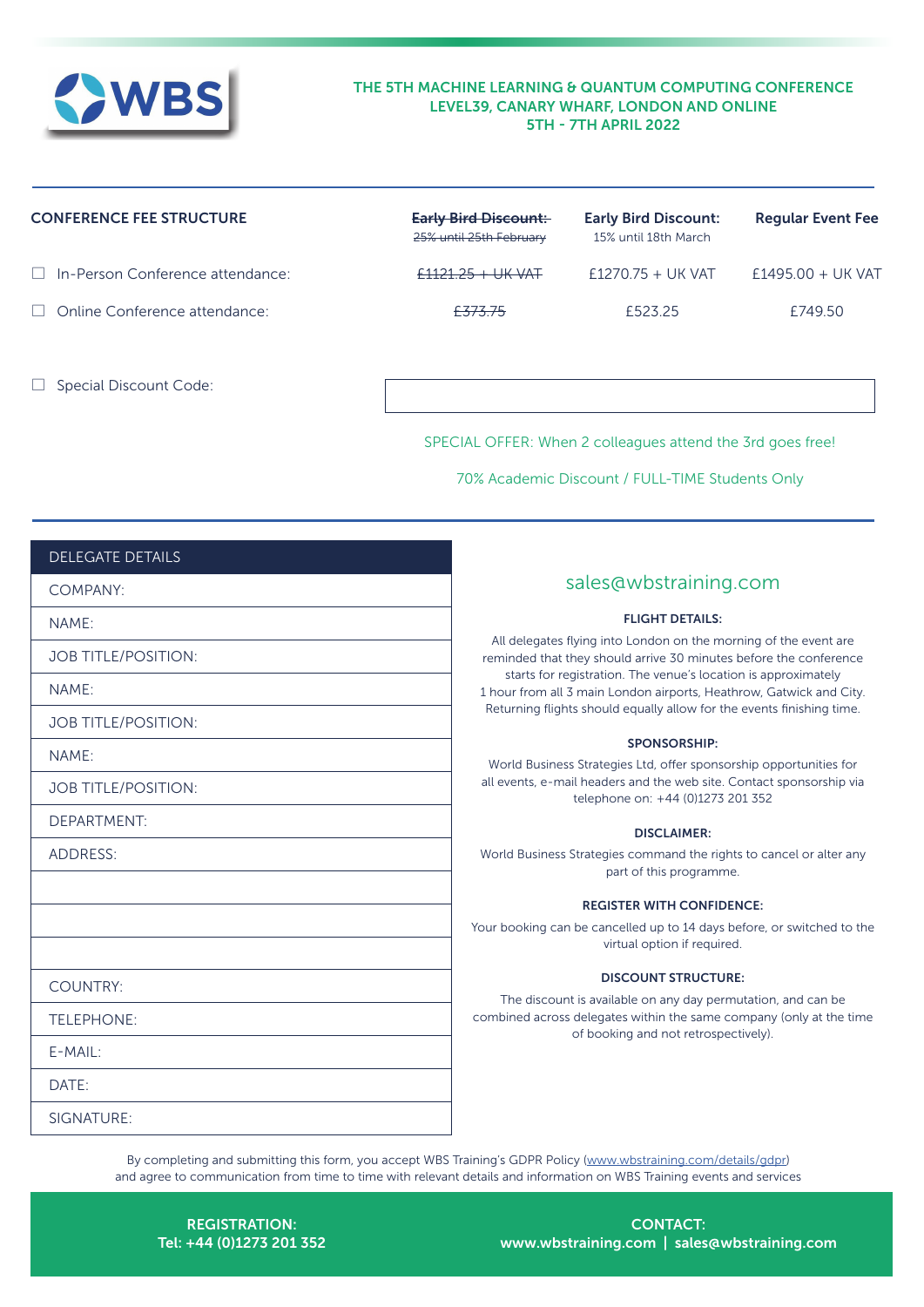WBS

**THE 5TH MACHINE LEARNING & QUANTUM COMPUTING CONFERENCE**
**LEVEL39, CANARY WHARF, LONDON AND ONLINE**
**5TH - 7TH APRIL 2022**

| CONFERENCE FEE STRUCTURE | ~~Early Bird Discount: 25% until 25th February~~ | Early Bird Discount: 15% until 18th March | Regular Event Fee |
|---|---|---|---|
| ☐ In-Person Conference attendance: | ~~£1121.25 + UK VAT~~ | £1270.75 + UK VAT | £1495.00 + UK VAT |
| ☐ Online Conference attendance: | ~~£373.75~~ | £523.25 | £749.50 |

☐ Special Discount Code:

SPECIAL OFFER: When 2 colleagues attend the 3rd goes free!

70% Academic Discount / FULL-TIME Students Only

| DELEGATE DETAILS |
|---|
| COMPANY: |
| NAME: |
| JOB TITLE/POSITION: |
| NAME: |
| JOB TITLE/POSITION: |
| NAME: |
| JOB TITLE/POSITION: |
| DEPARTMENT: |
| ADDRESS: |
| |
| |
| |
| COUNTRY: |
| TELEPHONE: |
| E-MAIL: |
| DATE: |
| SIGNATURE: |

sales@wbstraining.com

**FLIGHT DETAILS:**

All delegates flying into London on the morning of the event are reminded that they should arrive 30 minutes before the conference starts for registration. The venue's location is approximately 1 hour from all 3 main London airports, Heathrow, Gatwick and City. Returning flights should equally allow for the events finishing time.

**SPONSORSHIP:**

World Business Strategies Ltd, offer sponsorship opportunities for all events, e-mail headers and the web site. Contact sponsorship via telephone on: +44 (0)1273 201 352

**DISCLAIMER:**

World Business Strategies command the rights to cancel or alter any part of this programme.

**REGISTER WITH CONFIDENCE:**

Your booking can be cancelled up to 14 days before, or switched to the virtual option if required.

**DISCOUNT STRUCTURE:**

The discount is available on any day permutation, and can be combined across delegates within the same company (only at the time of booking and not retrospectively).

By completing and submitting this form, you accept WBS Training's GDPR Policy (www.wbstraining.com/details/gdpr) and agree to communication from time to time with relevant details and information on WBS Training events and services

**REGISTRATION:**
**Tel: +44 (0)1273 201 352**

**CONTACT:**
**www.wbstraining.com | sales@wbstraining.com**